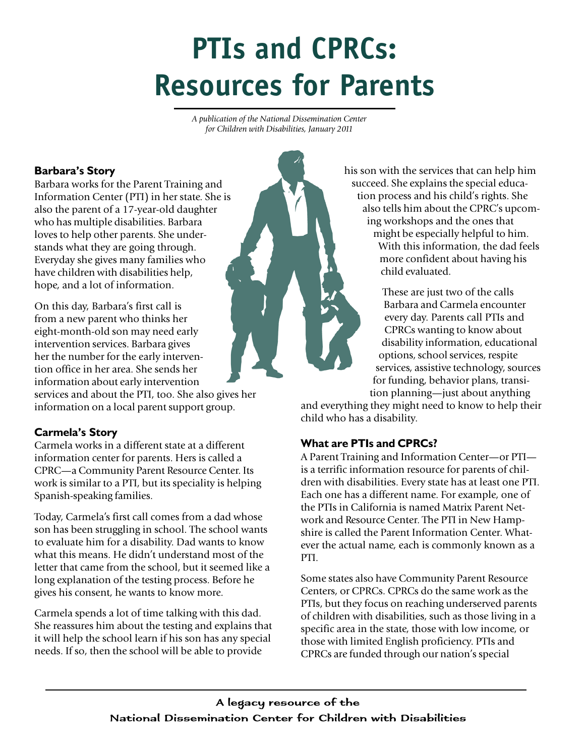# PTIs and CPRCs: Resources for Parents

*A publication of the National Dissemination Center for Children with Disabilities, January 2011*

### Barbara's Story

Barbara works for the Parent Training and Information Center (PTI) in her state. She is also the parent of a 17-year-old daughter who has multiple disabilities. Barbara loves to help other parents. She understands what they are going through. Everyday she gives many families who have children with disabilities help, hope, and a lot of information.

On this day, Barbara's first call is from a new parent who thinks her eight-month-old son may need early intervention services. Barbara gives her the number for the early intervention office in her area. She sends her information about early intervention services and about the PTI, too. She also gives her information on a local parent support group.

### Carmela's Story

Carmela works in a different state at a different information center for parents. Hers is called a CPRC—a Community Parent Resource Center. Its work is similar to a PTI, but its speciality is helping Spanish-speaking families.

Today, Carmela's first call comes from a dad whose son has been struggling in school. The school wants to evaluate him for a disability. Dad wants to know what this means. He didn't understand most of the letter that came from the school, but it seemed like a long explanation of the testing process. Before he gives his consent, he wants to know more.

Carmela spends a lot of time talking with this dad. She reassures him about the testing and explains that it will help the school learn if his son has any special needs. If so, then the school will be able to provide his son with the services that can help him succeed. She explains the special education process and his child's rights. She also tells him about the CPRC's upcoming workshops and the ones that might be especially helpful to him. With this information, the dad feels more confident about having his child evaluated.

These are just two of the calls Barbara and Carmela encounter every day. Parents call PTIs and CPRCs wanting to know about disability information, educational options, school services, respite services, assistive technology, sources for funding, behavior plans, transition planning—just about anything and everything they might need to know to help their child who has a disability.

### What are PTIs and CPRCs?

A Parent Training and Information Center—or PTI—is a terrific information resource for parents of children with disabilities. Every state has at least one PTI. Each one has a different name. For example, one of the PTIs in California is named Matrix Parent Network and Resource Center. The PTI in New Hampshire is called the Parent Information Center. Whatever the actual name, each is commonly known as a PTI.

Some states also have Community Parent Resource Centers, or CPRCs. CPRCs do the same work as the PTIs, but they focus on reaching underserved parents of children with disabilities, such as those living in a specific area in the state, those with low income, or those with limited English proficiency. PTIs and CPRCs are funded through our nation's special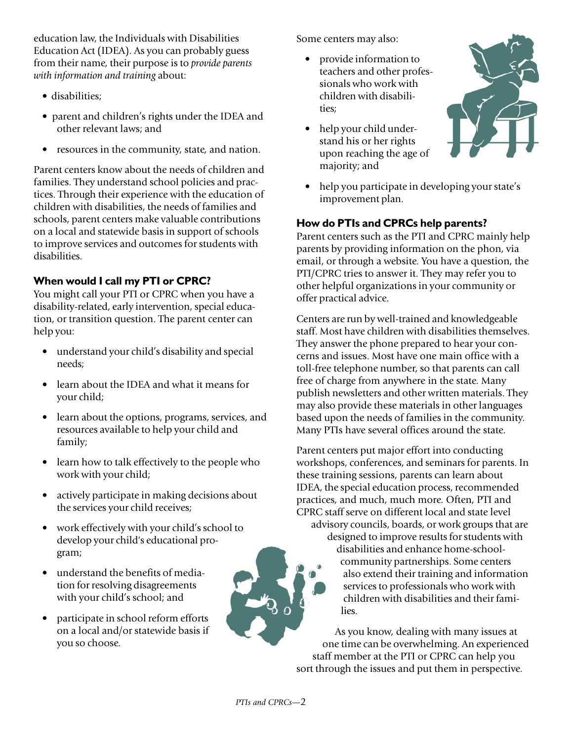education law, the Individuals with Disabilities Education Act (IDEA). As you can probably guess from their name, their purpose is to *provide parents with information and training* about:

- disabilities;
- parent and children's rights under the IDEA and other relevant laws; and
- resources in the community, state, and nation.

Parent centers know about the needs of children and families. They understand school policies and practices. Through their experience with the education of children with disabilities, the needs of families and schools, parent centers make valuable contributions on a local and statewide basis in support of schools to improve services and outcomes for students with disabilities.

### When would I call my PTI or CPRC?

You might call your PTI or CPRC when you have a disability-related, early intervention, special education, or transition question. The parent center can help you:

- understand your child's disability and special needs;
- learn about the IDEA and what it means for your child;
- learn about the options, programs, services, and resources available to help your child and family;
- learn how to talk effectively to the people who work with your child;
- actively participate in making decisions about the services your child receives;
- work effectively with your child's school to develop your child's educational program;
- understand the benefits of mediation for resolving disagreements with your child's school; and
- participate in school reform efforts on a local and/or statewide basis if you so choose.

Some centers may also:

- provide information to teachers and other professionals who work with children with disabilities;
- help your child understand his or her rights upon reaching the age of majority; and
- help you participate in developing your state's improvement plan.

### How do PTIs and CPRCs help parents?

Parent centers such as the PTI and CPRC mainly help parents by providing information on the phon, via email, or through a website. You have a question, the PTI/CPRC tries to answer it. They may refer you to other helpful organizations in your community or offer practical advice.

Centers are run by well-trained and knowledgeable staff. Most have children with disabilities themselves. They answer the phone prepared to hear your concerns and issues. Most have one main office with a toll-free telephone number, so that parents can call free of charge from anywhere in the state. Many publish newsletters and other written materials. They may also provide these materials in other languages based upon the needs of families in the community. Many PTIs have several offices around the state.

Parent centers put major effort into conducting workshops, conferences, and seminars for parents. In these training sessions, parents can learn about IDEA, the special education process, recommended practices, and much, much more. Often, PTI and CPRC staff serve on different local and state level advisory councils, boards, or work groups that are designed to improve results for students with disabilities and enhance home-school-community partnerships. Some centers also extend their training and information services to professionals who work with children with disabilities and their families.

As you know, dealing with many issues at one time can be overwhelming. An experienced staff member at the PTI or CPRC can help you sort through the issues and put them in perspective.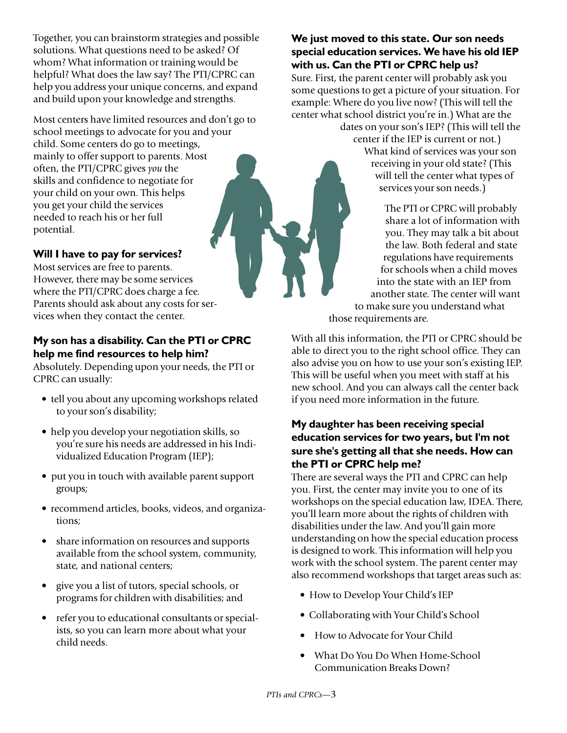Together, you can brainstorm strategies and possible solutions. What questions need to be asked? Of whom? What information or training would be helpful? What does the law say? The PTI/CPRC can help you address your unique concerns, and expand and build upon your knowledge and strengths.

Most centers have limited resources and don't go to school meetings to advocate for you and your child. Some centers do go to meetings, mainly to offer support to parents. Most often, the PTI/CPRC gives *you* the skills and confidence to negotiate for your child on your own. This helps you get your child the services needed to reach his or her full potential.

### Will I have to pay for services?

Most services are free to parents. However, there may be some services where the PTI/CPRC does charge a fee. Parents should ask about any costs for services when they contact the center.

### My son has a disability. Can the PTI or CPRC help me find resources to help him?

Absolutely. Depending upon your needs, the PTI or CPRC can usually:

- tell you about any upcoming workshops related to your son's disability;
- help you develop your negotiation skills, so you're sure his needs are addressed in his Individualized Education Program (IEP);
- put you in touch with available parent support groups;
- recommend articles, books, videos, and organizations;
- share information on resources and supports available from the school system, community, state, and national centers;
- give you a list of tutors, special schools, or programs for children with disabilities; and
- refer you to educational consultants or specialists, so you can learn more about what your child needs.

### We just moved to this state. Our son needs special education services. We have his old IEP with us. Can the PTI or CPRC help us?

Sure. First, the parent center will probably ask you some questions to get a picture of your situation. For example: Where do you live now? (This will tell the center what school district you're in.) What are the dates on your son's IEP? (This will tell the center if the IEP is current or not.) What kind of services was your son receiving in your old state? (This will tell the center what types of services your son needs.)

The PTI or CPRC will probably share a lot of information with you. They may talk a bit about the law. Both federal and state regulations have requirements for schools when a child moves into the state with an IEP from another state. The center will want to make sure you understand what those requirements are.

With all this information, the PTI or CPRC should be able to direct you to the right school office. They can also advise you on how to use your son's existing IEP. This will be useful when you meet with staff at his new school. And you can always call the center back if you need more information in the future.

### My daughter has been receiving special education services for two years, but I'm not sure she's getting all that she needs. How can the PTI or CPRC help me?

There are several ways the PTI and CPRC can help you. First, the center may invite you to one of its workshops on the special education law, IDEA. There, you'll learn more about the rights of children with disabilities under the law. And you'll gain more understanding on how the special education process is designed to work. This information will help you work with the school system. The parent center may also recommend workshops that target areas such as:

- How to Develop Your Child's IEP
- Collaborating with Your Child's School
- How to Advocate for Your Child
- What Do You Do When Home-School Communication Breaks Down?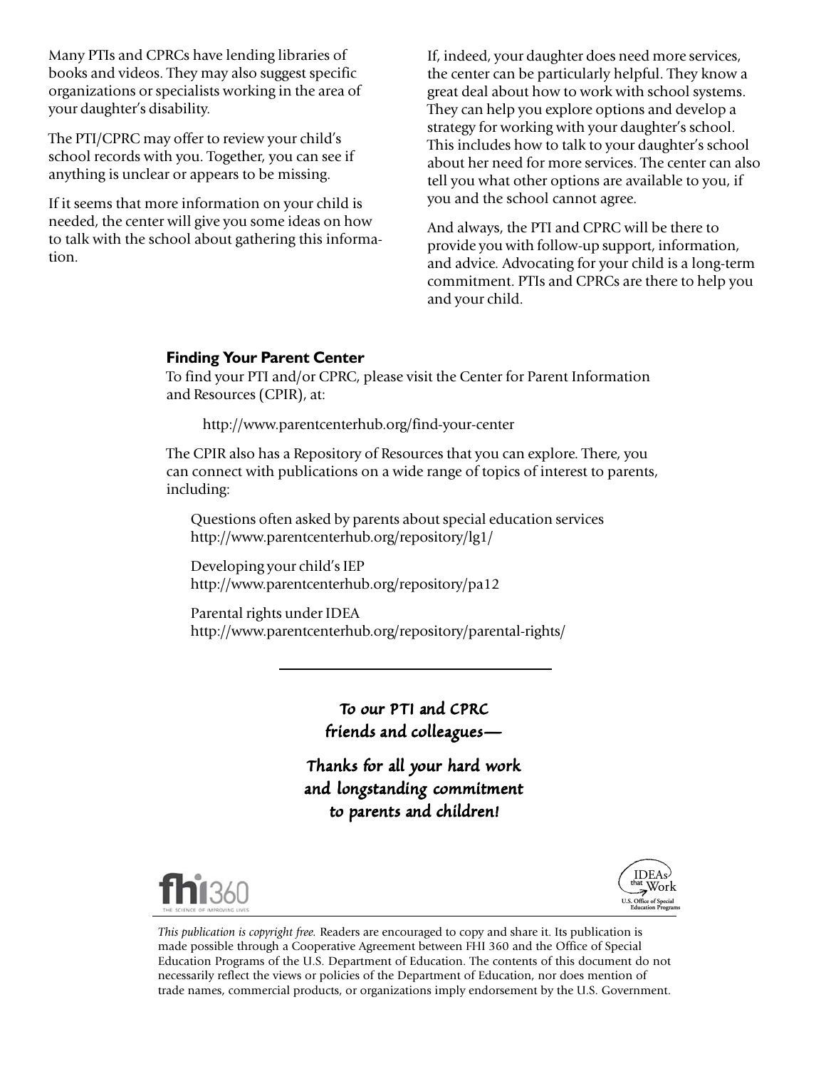Many PTIs and CPRCs have lending libraries of books and videos. They may also suggest specific organizations or specialists working in the area of your daughter's disability.

The PTI/CPRC may offer to review your child's school records with you. Together, you can see if anything is unclear or appears to be missing.

If it seems that more information on your child is needed, the center will give you some ideas on how to talk with the school about gathering this information.

If, indeed, your daughter does need more services, the center can be particularly helpful. They know a great deal about how to work with school systems. They can help you explore options and develop a strategy for working with your daughter's school. This includes how to talk to your daughter's school about her need for more services. The center can also tell you what other options are available to you, if you and the school cannot agree.

And always, the PTI and CPRC will be there to provide you with follow-up support, information, and advice. Advocating for your child is a long-term commitment. PTIs and CPRCs are there to help you and your child.

**Finding Your Parent Center**

To find your PTI and/or CPRC, please visit the Center for Parent Information and Resources (CPIR), at:

http://www.parentcenterhub.org/find-your-center

The CPIR also has a Repository of Resources that you can explore. There, you can connect with publications on a wide range of topics of interest to parents, including:

Questions often asked by parents about special education services
http://www.parentcenterhub.org/repository/lg1/

Developing your child's IEP
http://www.parentcenterhub.org/repository/pa12

Parental rights under IDEA
http://www.parentcenterhub.org/repository/parental-rights/

---

*To our PTI and CPRC friends and colleagues—*

*Thanks for all your hard work and longstanding commitment to parents and children!*

fhi360 THE SCIENCE OF IMPROVING LIVES

IDEAs that Work U.S. Office of Special Education Programs

*This publication is copyright free.* Readers are encouraged to copy and share it. Its publication is made possible through a Cooperative Agreement between FHI 360 and the Office of Special Education Programs of the U.S. Department of Education. The contents of this document do not necessarily reflect the views or policies of the Department of Education, nor does mention of trade names, commercial products, or organizations imply endorsement by the U.S. Government.